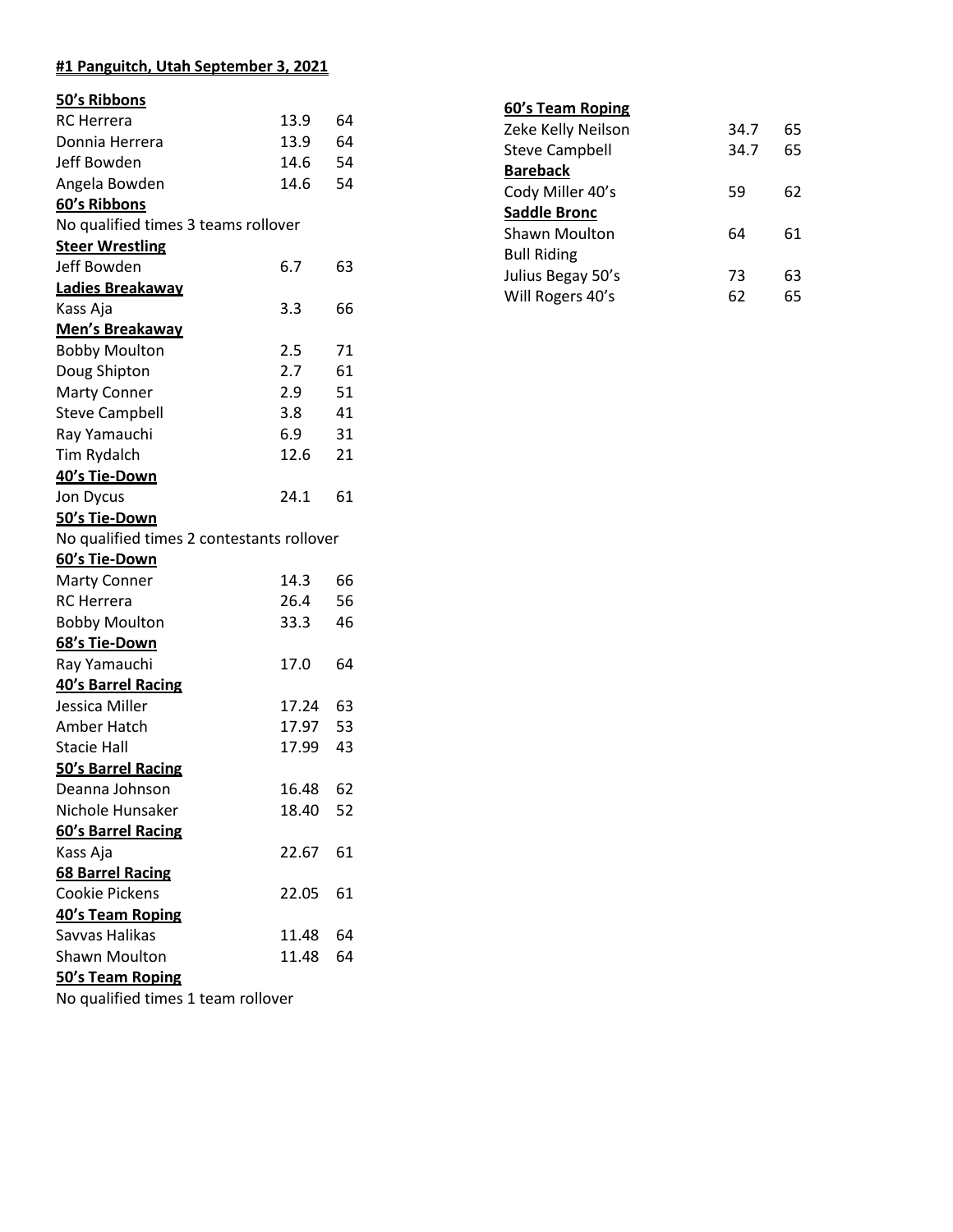**#1 Panguitch, Utah September 3, 2021**

**50's Ribbons**

| | | |
|---|---|---|
| RC Herrera | 13.9 | 64 |
| Donnia Herrera | 13.9 | 64 |
| Jeff Bowden | 14.6 | 54 |
| Angela Bowden | 14.6 | 54 |

**60's Ribbons**

No qualified times 3 teams rollover

**Steer Wrestling**

| | | |
|---|---|---|
| Jeff Bowden | 6.7 | 63 |

**Ladies Breakaway**

| | | |
|---|---|---|
| Kass Aja | 3.3 | 66 |

**Men's Breakaway**

| | | |
|---|---|---|
| Bobby Moulton | 2.5 | 71 |
| Doug Shipton | 2.7 | 61 |
| Marty Conner | 2.9 | 51 |
| Steve Campbell | 3.8 | 41 |
| Ray Yamauchi | 6.9 | 31 |
| Tim Rydalch | 12.6 | 21 |

**40's Tie-Down**

| | | |
|---|---|---|
| Jon Dycus | 24.1 | 61 |

**50's Tie-Down**

No qualified times 2 contestants rollover

**60's Tie-Down**

| | | |
|---|---|---|
| Marty Conner | 14.3 | 66 |
| RC Herrera | 26.4 | 56 |
| Bobby Moulton | 33.3 | 46 |

**68's Tie-Down**

| | | |
|---|---|---|
| Ray Yamauchi | 17.0 | 64 |

**40's Barrel Racing**

| | | |
|---|---|---|
| Jessica Miller | 17.24 | 63 |
| Amber Hatch | 17.97 | 53 |
| Stacie Hall | 17.99 | 43 |

**50's Barrel Racing**

| | | |
|---|---|---|
| Deanna Johnson | 16.48 | 62 |
| Nichole Hunsaker | 18.40 | 52 |

**60's Barrel Racing**

| | | |
|---|---|---|
| Kass Aja | 22.67 | 61 |

**68 Barrel Racing**

| | | |
|---|---|---|
| Cookie Pickens | 22.05 | 61 |

**40's Team Roping**

| | | |
|---|---|---|
| Savvas Halikas | 11.48 | 64 |
| Shawn Moulton | 11.48 | 64 |

**50's Team Roping**

No qualified times 1 team rollover

**60's Team Roping**

| | | |
|---|---|---|
| Zeke Kelly Neilson | 34.7 | 65 |
| Steve Campbell | 34.7 | 65 |

**Bareback**

| | | |
|---|---|---|
| Cody Miller 40's | 59 | 62 |

**Saddle Bronc**

| | | |
|---|---|---|
| Shawn Moulton | 64 | 61 |

Bull Riding

| | | |
|---|---|---|
| Julius Begay 50's | 73 | 63 |
| Will Rogers 40's | 62 | 65 |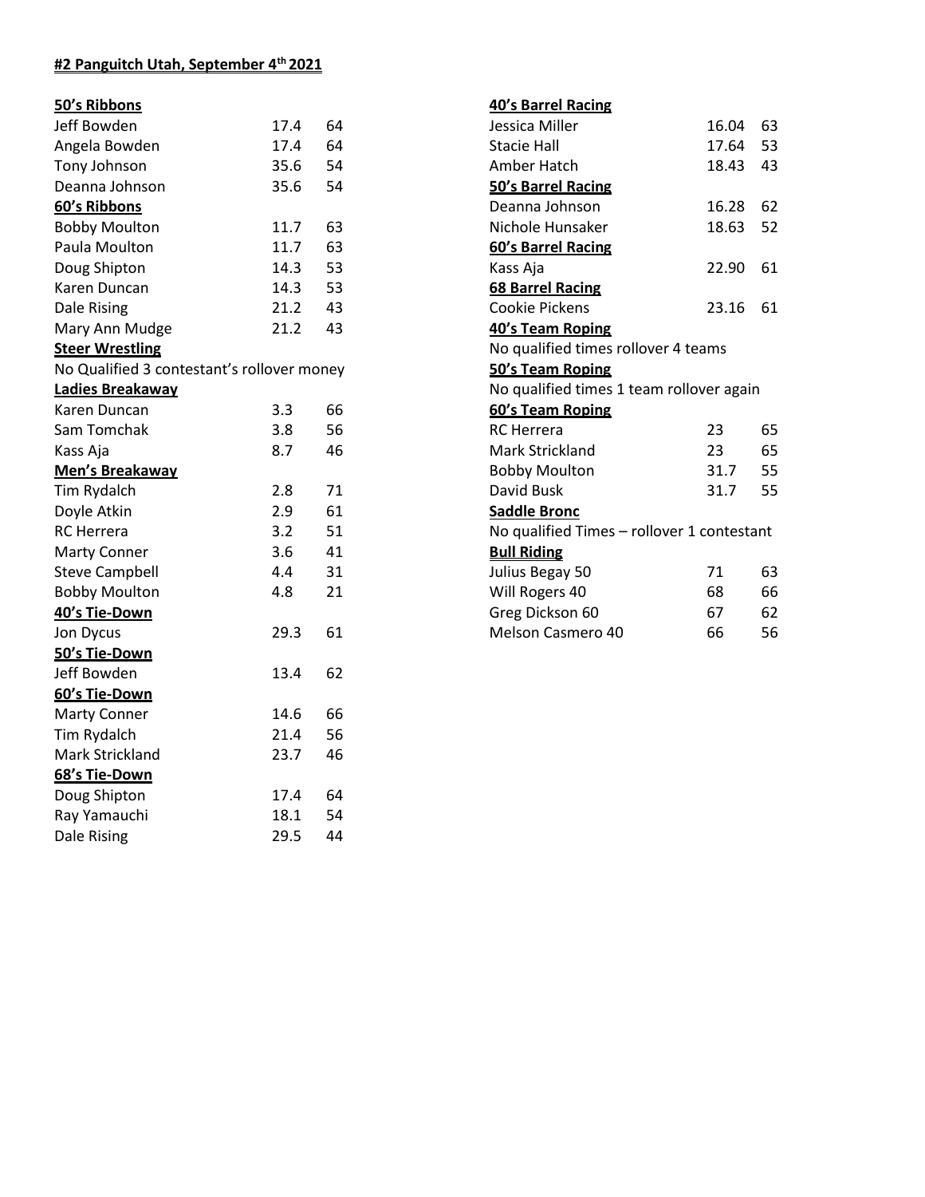**#2 Panguitch Utah, September 4th 2021**

**50's Ribbons**

| | | |
|---|---|---|
| Jeff Bowden | 17.4 | 64 |
| Angela Bowden | 17.4 | 64 |
| Tony Johnson | 35.6 | 54 |
| Deanna Johnson | 35.6 | 54 |

**60's Ribbons**

| | | |
|---|---|---|
| Bobby Moulton | 11.7 | 63 |
| Paula Moulton | 11.7 | 63 |
| Doug Shipton | 14.3 | 53 |
| Karen Duncan | 14.3 | 53 |
| Dale Rising | 21.2 | 43 |
| Mary Ann Mudge | 21.2 | 43 |

**Steer Wrestling**

No Qualified 3 contestant's rollover money

**Ladies Breakaway**

| | | |
|---|---|---|
| Karen Duncan | 3.3 | 66 |
| Sam Tomchak | 3.8 | 56 |
| Kass Aja | 8.7 | 46 |

**Men's Breakaway**

| | | |
|---|---|---|
| Tim Rydalch | 2.8 | 71 |
| Doyle Atkin | 2.9 | 61 |
| RC Herrera | 3.2 | 51 |
| Marty Conner | 3.6 | 41 |
| Steve Campbell | 4.4 | 31 |
| Bobby Moulton | 4.8 | 21 |

**40's Tie-Down**

| | | |
|---|---|---|
| Jon Dycus | 29.3 | 61 |

**50's Tie-Down**

| | | |
|---|---|---|
| Jeff Bowden | 13.4 | 62 |

**60's Tie-Down**

| | | |
|---|---|---|
| Marty Conner | 14.6 | 66 |
| Tim Rydalch | 21.4 | 56 |
| Mark Strickland | 23.7 | 46 |

**68's Tie-Down**

| | | |
|---|---|---|
| Doug Shipton | 17.4 | 64 |
| Ray Yamauchi | 18.1 | 54 |
| Dale Rising | 29.5 | 44 |

**40's Barrel Racing**

| | | |
|---|---|---|
| Jessica Miller | 16.04 | 63 |
| Stacie Hall | 17.64 | 53 |
| Amber Hatch | 18.43 | 43 |

**50's Barrel Racing**

| | | |
|---|---|---|
| Deanna Johnson | 16.28 | 62 |
| Nichole Hunsaker | 18.63 | 52 |

**60's Barrel Racing**

| | | |
|---|---|---|
| Kass Aja | 22.90 | 61 |

**68 Barrel Racing**

| | | |
|---|---|---|
| Cookie Pickens | 23.16 | 61 |

**40's Team Roping**

No qualified times rollover 4 teams

**50's Team Roping**

No qualified times 1 team rollover again

**60's Team Roping**

| | | |
|---|---|---|
| RC Herrera | 23 | 65 |
| Mark Strickland | 23 | 65 |
| Bobby Moulton | 31.7 | 55 |
| David Busk | 31.7 | 55 |

**Saddle Bronc**

No qualified Times – rollover 1 contestant

**Bull Riding**

| | | |
|---|---|---|
| Julius Begay 50 | 71 | 63 |
| Will Rogers 40 | 68 | 66 |
| Greg Dickson 60 | 67 | 62 |
| Melson Casmero 40 | 66 | 56 |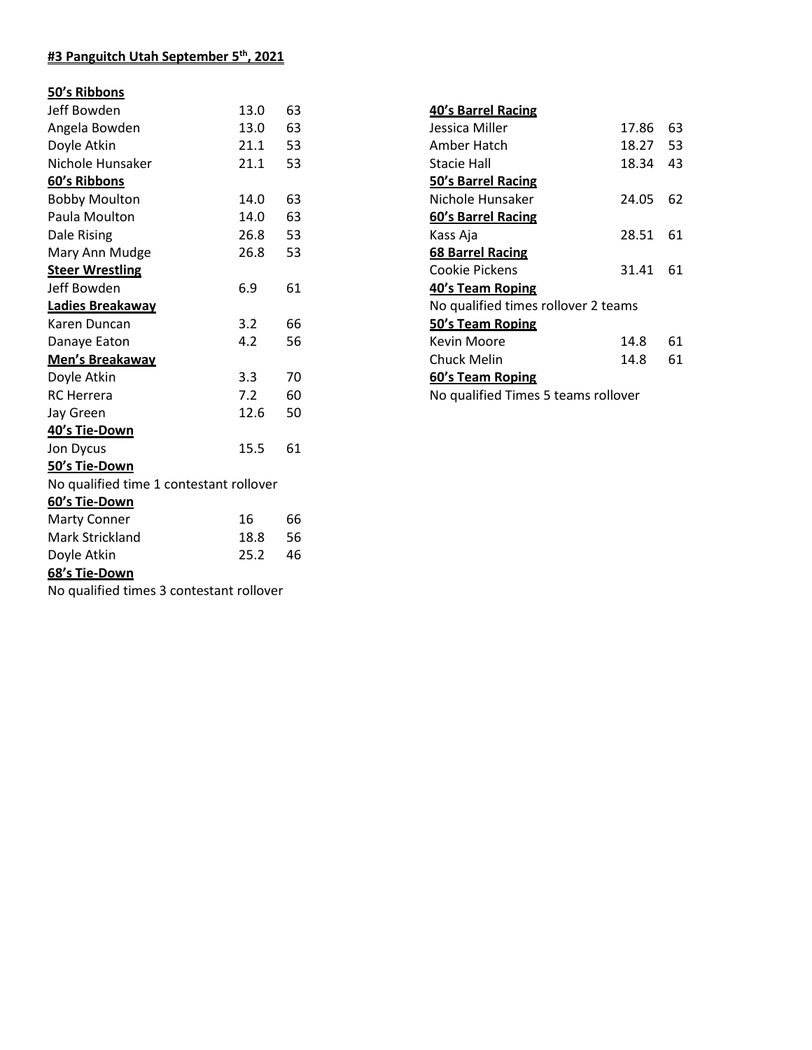# #3 Panguitch Utah September 5th, 2021

**50's Ribbons**

| | | |
|---|---|---|
| Jeff Bowden | 13.0 | 63 |
| Angela Bowden | 13.0 | 63 |
| Doyle Atkin | 21.1 | 53 |
| Nichole Hunsaker | 21.1 | 53 |

**60's Ribbons**

| | | |
|---|---|---|
| Bobby Moulton | 14.0 | 63 |
| Paula Moulton | 14.0 | 63 |
| Dale Rising | 26.8 | 53 |
| Mary Ann Mudge | 26.8 | 53 |

**Steer Wrestling**

| | | |
|---|---|---|
| Jeff Bowden | 6.9 | 61 |

**Ladies Breakaway**

| | | |
|---|---|---|
| Karen Duncan | 3.2 | 66 |
| Danaye Eaton | 4.2 | 56 |

**Men's Breakaway**

| | | |
|---|---|---|
| Doyle Atkin | 3.3 | 70 |
| RC Herrera | 7.2 | 60 |
| Jay Green | 12.6 | 50 |

**40's Tie-Down**

| | | |
|---|---|---|
| Jon Dycus | 15.5 | 61 |

**50's Tie-Down**

No qualified time 1 contestant rollover

**60's Tie-Down**

| | | |
|---|---|---|
| Marty Conner | 16 | 66 |
| Mark Strickland | 18.8 | 56 |
| Doyle Atkin | 25.2 | 46 |

**68's Tie-Down**

No qualified times 3 contestant rollover

**40's Barrel Racing**

| | | |
|---|---|---|
| Jessica Miller | 17.86 | 63 |
| Amber Hatch | 18.27 | 53 |
| Stacie Hall | 18.34 | 43 |

**50's Barrel Racing**

| | | |
|---|---|---|
| Nichole Hunsaker | 24.05 | 62 |

**60's Barrel Racing**

| | | |
|---|---|---|
| Kass Aja | 28.51 | 61 |

**68 Barrel Racing**

| | | |
|---|---|---|
| Cookie Pickens | 31.41 | 61 |

**40's Team Roping**

No qualified times rollover 2 teams

**50's Team Roping**

| | | |
|---|---|---|
| Kevin Moore | 14.8 | 61 |
| Chuck Melin | 14.8 | 61 |

**60's Team Roping**

No qualified Times 5 teams rollover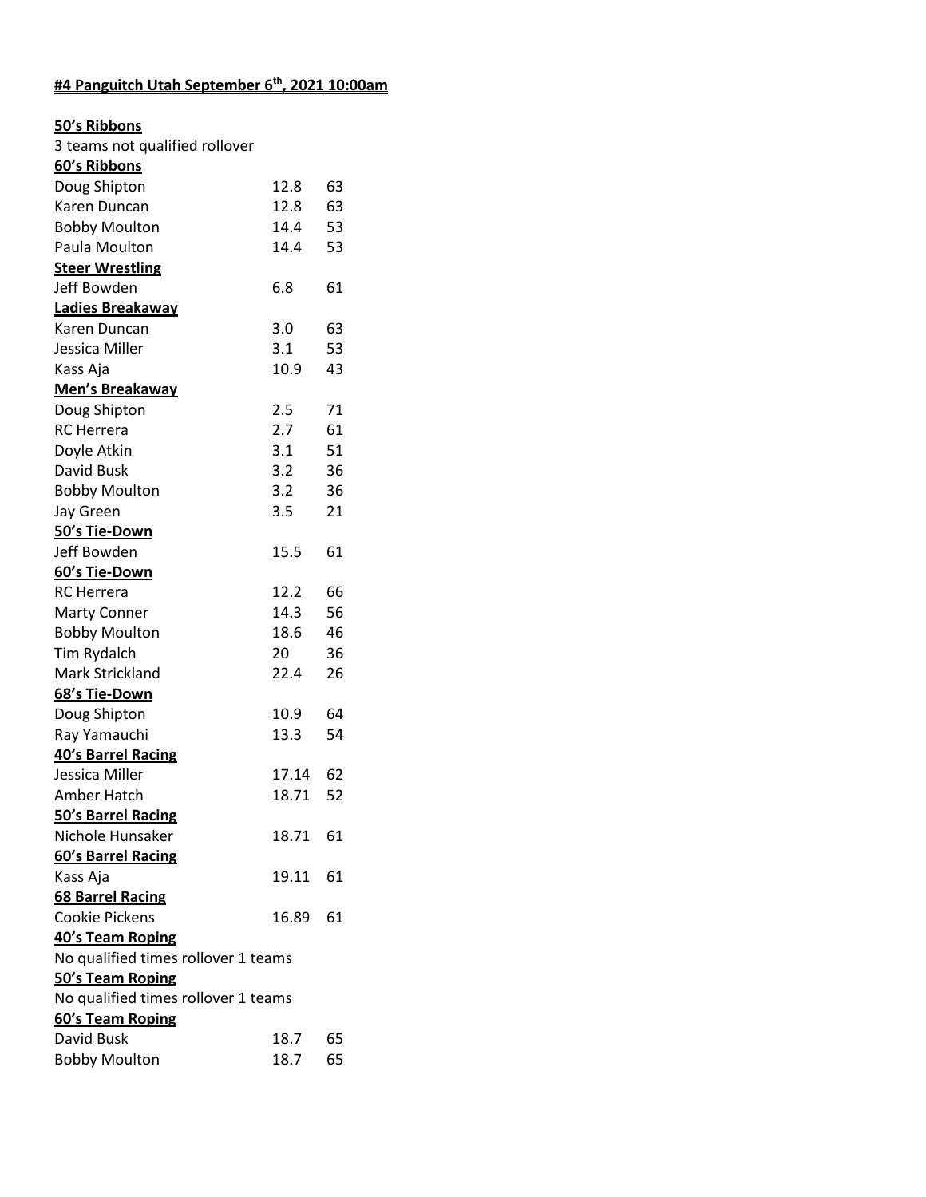**#4 Panguitch Utah September 6th, 2021 10:00am**

**50's Ribbons**

3 teams not qualified rollover

**60's Ribbons**

| | | |
|---|---|---|
| Doug Shipton | 12.8 | 63 |
| Karen Duncan | 12.8 | 63 |
| Bobby Moulton | 14.4 | 53 |
| Paula Moulton | 14.4 | 53 |

**Steer Wrestling**

| | | |
|---|---|---|
| Jeff Bowden | 6.8 | 61 |

**Ladies Breakaway**

| | | |
|---|---|---|
| Karen Duncan | 3.0 | 63 |
| Jessica Miller | 3.1 | 53 |
| Kass Aja | 10.9 | 43 |

**Men's Breakaway**

| | | |
|---|---|---|
| Doug Shipton | 2.5 | 71 |
| RC Herrera | 2.7 | 61 |
| Doyle Atkin | 3.1 | 51 |
| David Busk | 3.2 | 36 |
| Bobby Moulton | 3.2 | 36 |
| Jay Green | 3.5 | 21 |

**50's Tie-Down**

| | | |
|---|---|---|
| Jeff Bowden | 15.5 | 61 |

**60's Tie-Down**

| | | |
|---|---|---|
| RC Herrera | 12.2 | 66 |
| Marty Conner | 14.3 | 56 |
| Bobby Moulton | 18.6 | 46 |
| Tim Rydalch | 20 | 36 |
| Mark Strickland | 22.4 | 26 |

**68's Tie-Down**

| | | |
|---|---|---|
| Doug Shipton | 10.9 | 64 |
| Ray Yamauchi | 13.3 | 54 |

**40's Barrel Racing**

| | | |
|---|---|---|
| Jessica Miller | 17.14 | 62 |
| Amber Hatch | 18.71 | 52 |

**50's Barrel Racing**

| | | |
|---|---|---|
| Nichole Hunsaker | 18.71 | 61 |

**60's Barrel Racing**

| | | |
|---|---|---|
| Kass Aja | 19.11 | 61 |

**68 Barrel Racing**

| | | |
|---|---|---|
| Cookie Pickens | 16.89 | 61 |

**40's Team Roping**

No qualified times rollover 1 teams

**50's Team Roping**

No qualified times rollover 1 teams

**60's Team Roping**

| | | |
|---|---|---|
| David Busk | 18.7 | 65 |
| Bobby Moulton | 18.7 | 65 |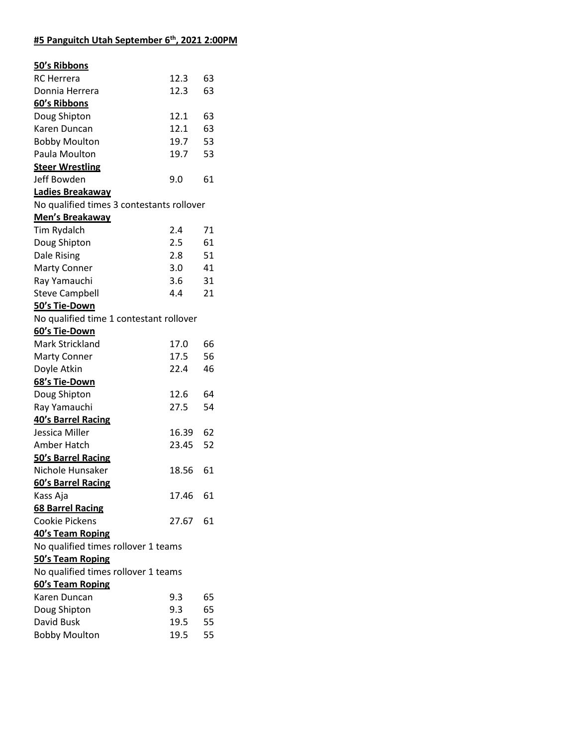## #5 Panguitch Utah September 6th, 2021 2:00PM

**50's Ribbons**

| | | |
|---|---|---|
| RC Herrera | 12.3 | 63 |
| Donnia Herrera | 12.3 | 63 |

**60's Ribbons**

| | | |
|---|---|---|
| Doug Shipton | 12.1 | 63 |
| Karen Duncan | 12.1 | 63 |
| Bobby Moulton | 19.7 | 53 |
| Paula Moulton | 19.7 | 53 |

**Steer Wrestling**

| | | |
|---|---|---|
| Jeff Bowden | 9.0 | 61 |

**Ladies Breakaway**

No qualified times 3 contestants rollover

**Men's Breakaway**

| | | |
|---|---|---|
| Tim Rydalch | 2.4 | 71 |
| Doug Shipton | 2.5 | 61 |
| Dale Rising | 2.8 | 51 |
| Marty Conner | 3.0 | 41 |
| Ray Yamauchi | 3.6 | 31 |
| Steve Campbell | 4.4 | 21 |

**50's Tie-Down**

No qualified time 1 contestant rollover

**60's Tie-Down**

| | | |
|---|---|---|
| Mark Strickland | 17.0 | 66 |
| Marty Conner | 17.5 | 56 |
| Doyle Atkin | 22.4 | 46 |

**68's Tie-Down**

| | | |
|---|---|---|
| Doug Shipton | 12.6 | 64 |
| Ray Yamauchi | 27.5 | 54 |

**40's Barrel Racing**

| | | |
|---|---|---|
| Jessica Miller | 16.39 | 62 |
| Amber Hatch | 23.45 | 52 |

**50's Barrel Racing**

| | | |
|---|---|---|
| Nichole Hunsaker | 18.56 | 61 |

**60's Barrel Racing**

| | | |
|---|---|---|
| Kass Aja | 17.46 | 61 |

**68 Barrel Racing**

| | | |
|---|---|---|
| Cookie Pickens | 27.67 | 61 |

**40's Team Roping**

No qualified times rollover 1 teams

**50's Team Roping**

No qualified times rollover 1 teams

**60's Team Roping**

| | | |
|---|---|---|
| Karen Duncan | 9.3 | 65 |
| Doug Shipton | 9.3 | 65 |
| David Busk | 19.5 | 55 |
| Bobby Moulton | 19.5 | 55 |